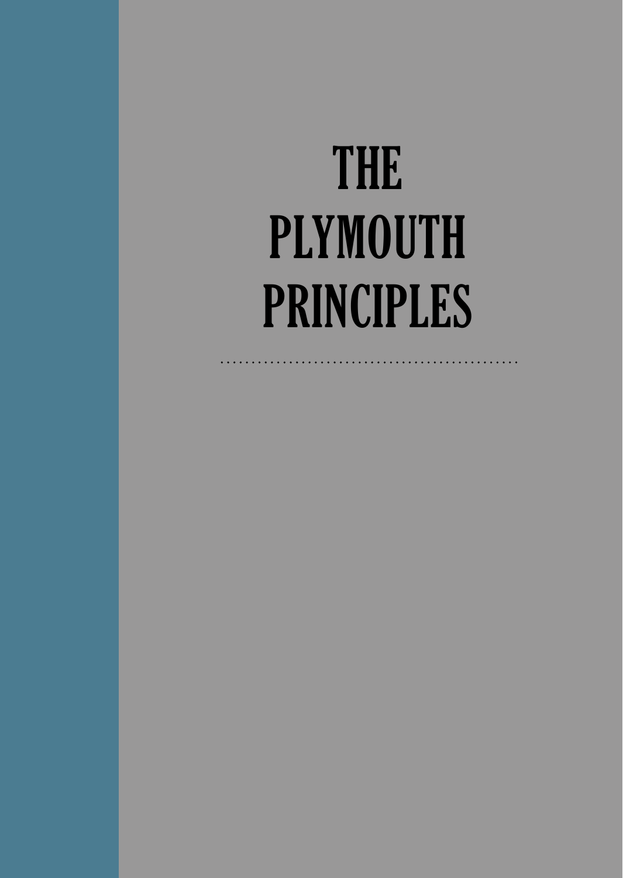# THE PLYMOUTH PRINCIPLES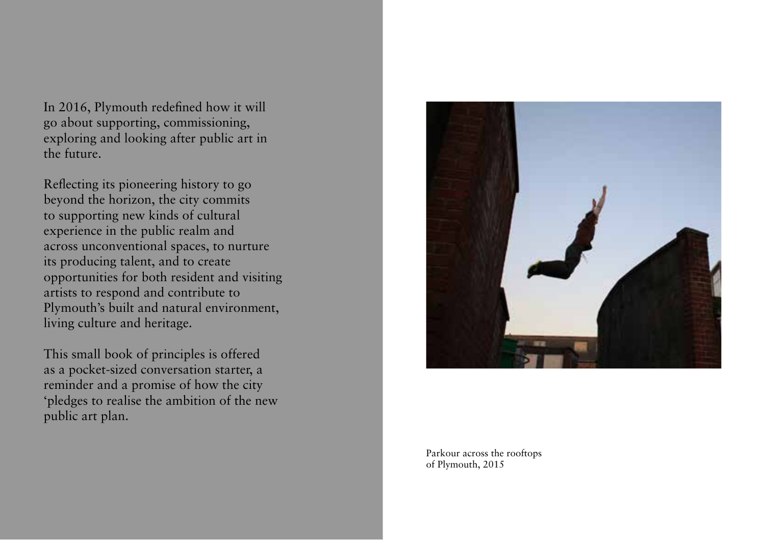In 2016, Plymouth redefined how it will go about supporting, commissioning, exploring and looking after public art in the future.

Reflecting its pioneering history to go beyond the horizon, the city commits to supporting new kinds of cultural experience in the public realm and across unconventional spaces, to nurture its producing talent, and to create opportunities for both resident and visiting artists to respond and contribute to Plymouth's built and natural environment, living culture and heritage.

This small book of principles is offered as a pocket-sized conversation starter, a reminder and a promise of how the city 'pledges to realise the ambition of the new public art plan.

Parkour across the rooftops of Plymouth, 2015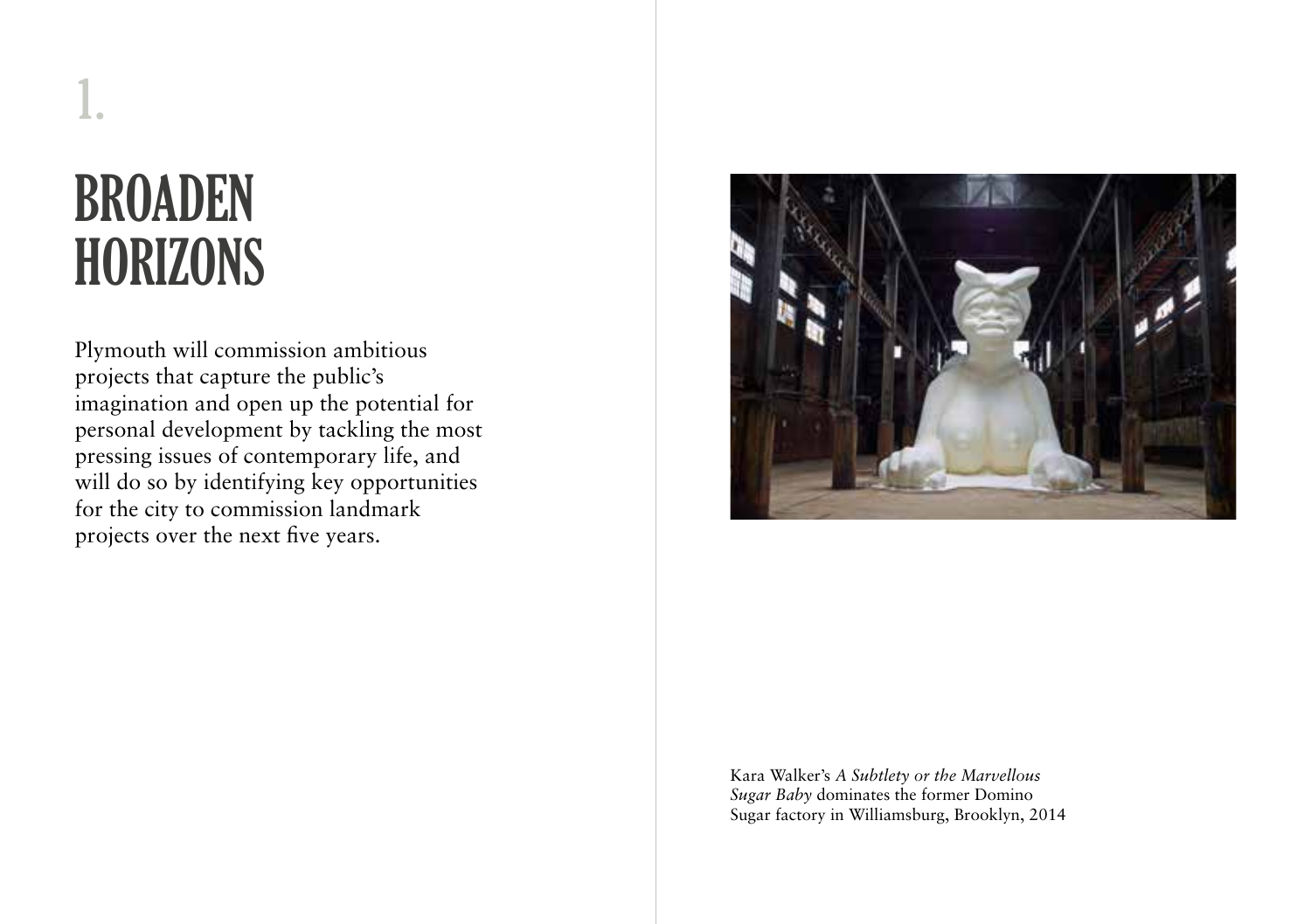1.

# BROADEN HORIZONS

Plymouth will commission ambitious projects that capture the public's imagination and open up the potential for personal development by tackling the most pressing issues of contemporary life, and will do so by identifying key opportunities for the city to commission landmark projects over the next five years.

Kara Walker's *A Subtlety or the Marvellous Sugar Baby* dominates the former Domino Sugar factory in Williamsburg, Brooklyn, 2014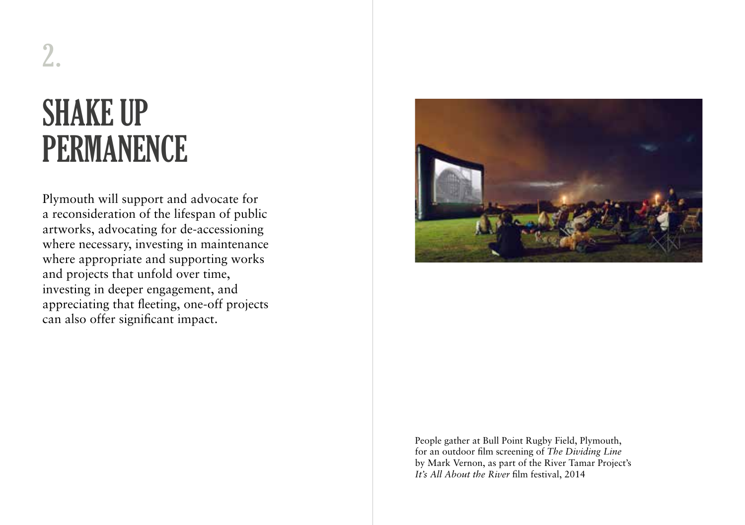# 2.

# SHAKE UP PERMANENCE

Plymouth will support and advocate for a reconsideration of the lifespan of public artworks, advocating for de-accessioning where necessary, investing in maintenance where appropriate and supporting works and projects that unfold over time, investing in deeper engagement, and appreciating that fleeting, one-off projects can also offer significant impact.

People gather at Bull Point Rugby Field, Plymouth, for an outdoor film screening of *The Dividing Line* by Mark Vernon, as part of the River Tamar Project's *It's All About the River* film festival, 2014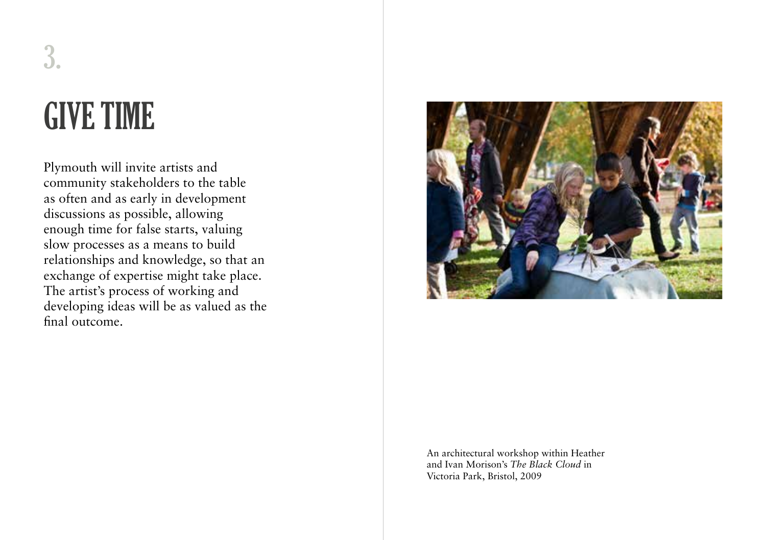3.

# GIVE TIME

Plymouth will invite artists and community stakeholders to the table as often and as early in development discussions as possible, allowing enough time for false starts, valuing slow processes as a means to build relationships and knowledge, so that an exchange of expertise might take place. The artist's process of working and developing ideas will be as valued as the final outcome.

An architectural workshop within Heather and Ivan Morison's *The Black Cloud* in Victoria Park, Bristol, 2009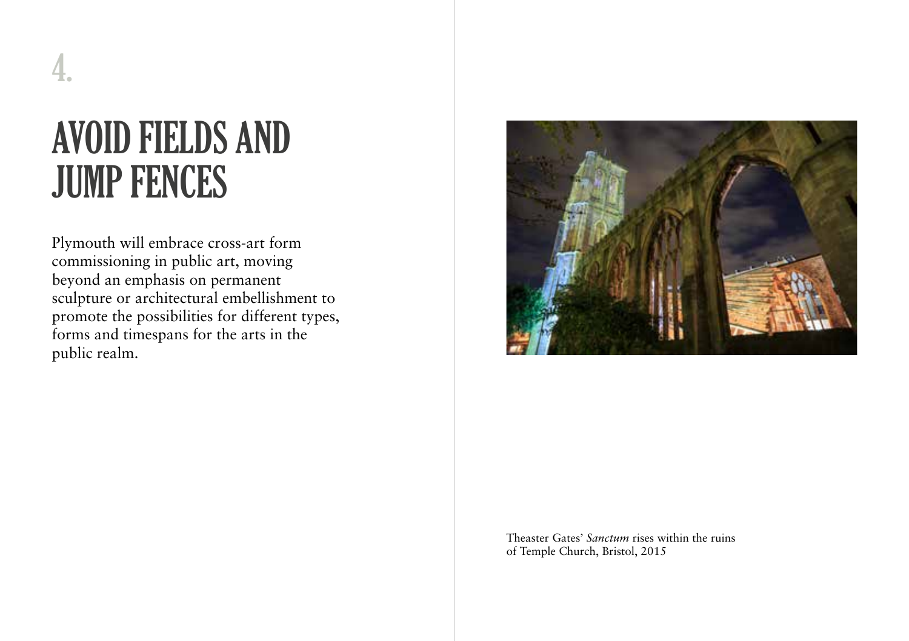4.

# AVOID FIELDS AND JUMP FENCES

Plymouth will embrace cross-art form commissioning in public art, moving beyond an emphasis on permanent sculpture or architectural embellishment to promote the possibilities for different types, forms and timespans for the arts in the public realm.

Theaster Gates' *Sanctum* rises within the ruins of Temple Church, Bristol, 2015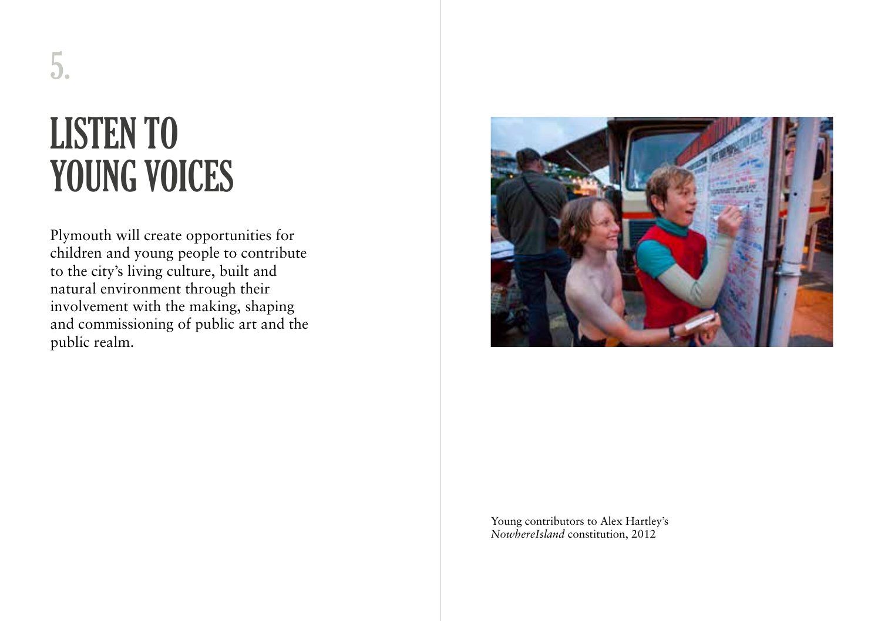5.

# LISTEN TO YOUNG VOICES

Plymouth will create opportunities for children and young people to contribute to the city's living culture, built and natural environment through their involvement with the making, shaping and commissioning of public art and the public realm.

Young contributors to Alex Hartley's *NowhereIsland* constitution, 2012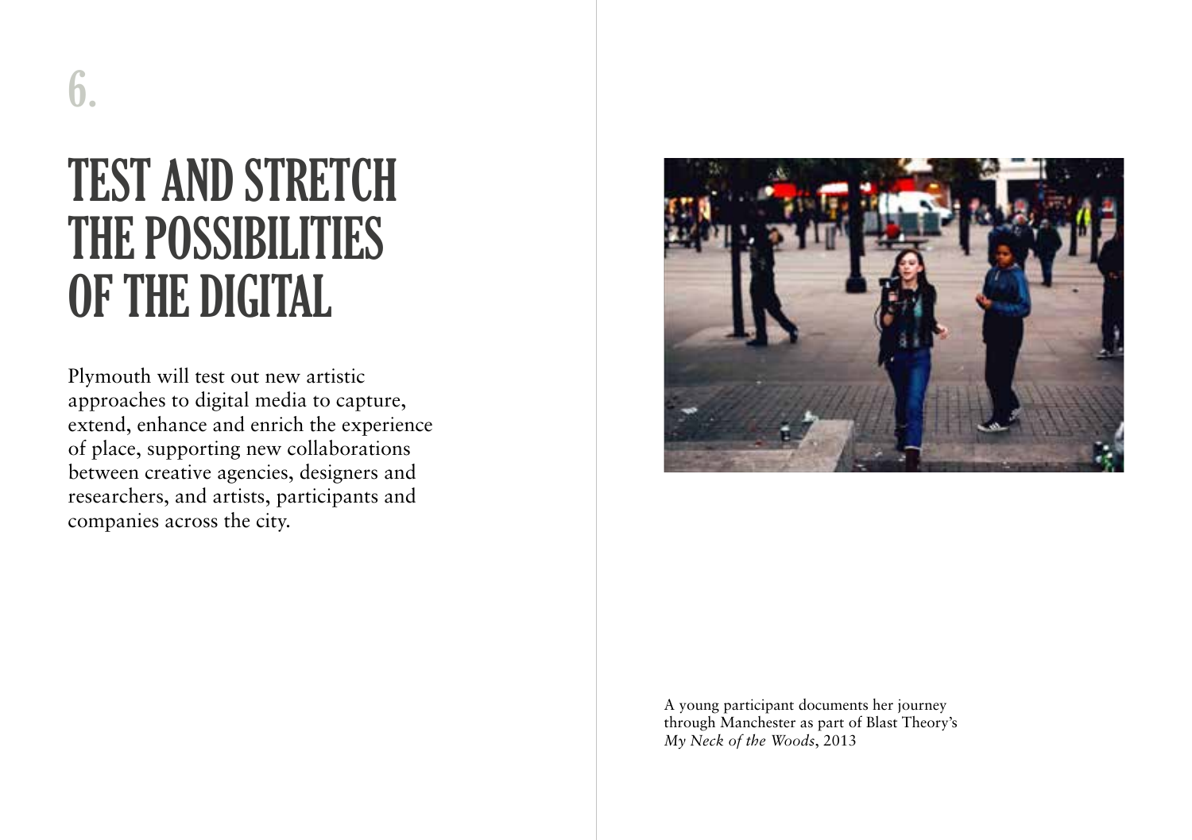6.

# TEST AND STRETCH THE POSSIBILITIES OF THE DIGITAL

Plymouth will test out new artistic approaches to digital media to capture, extend, enhance and enrich the experience of place, supporting new collaborations between creative agencies, designers and researchers, and artists, participants and companies across the city.

A young participant documents her journey through Manchester as part of Blast Theory's *My Neck of the Woods*, 2013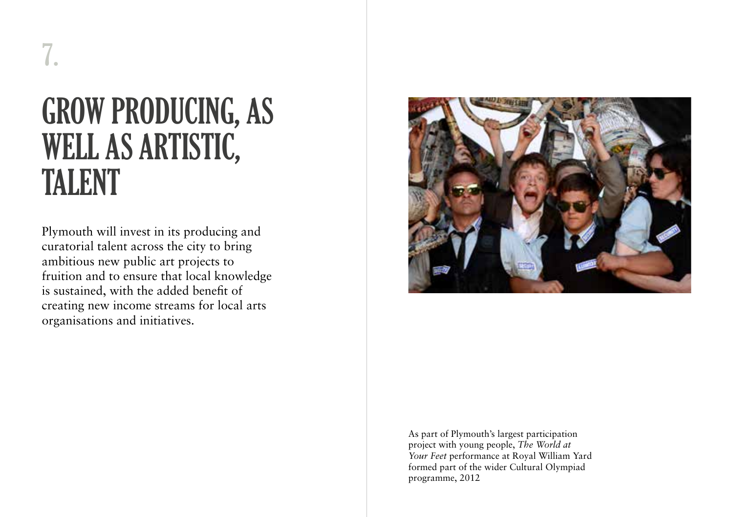# 7.

# GROW PRODUCING, AS WELL AS ARTISTIC, TALENT

Plymouth will invest in its producing and curatorial talent across the city to bring ambitious new public art projects to fruition and to ensure that local knowledge is sustained, with the added benefit of creating new income streams for local arts organisations and initiatives.

As part of Plymouth's largest participation project with young people, *The World at Your Feet* performance at Royal William Yard formed part of the wider Cultural Olympiad programme, 2012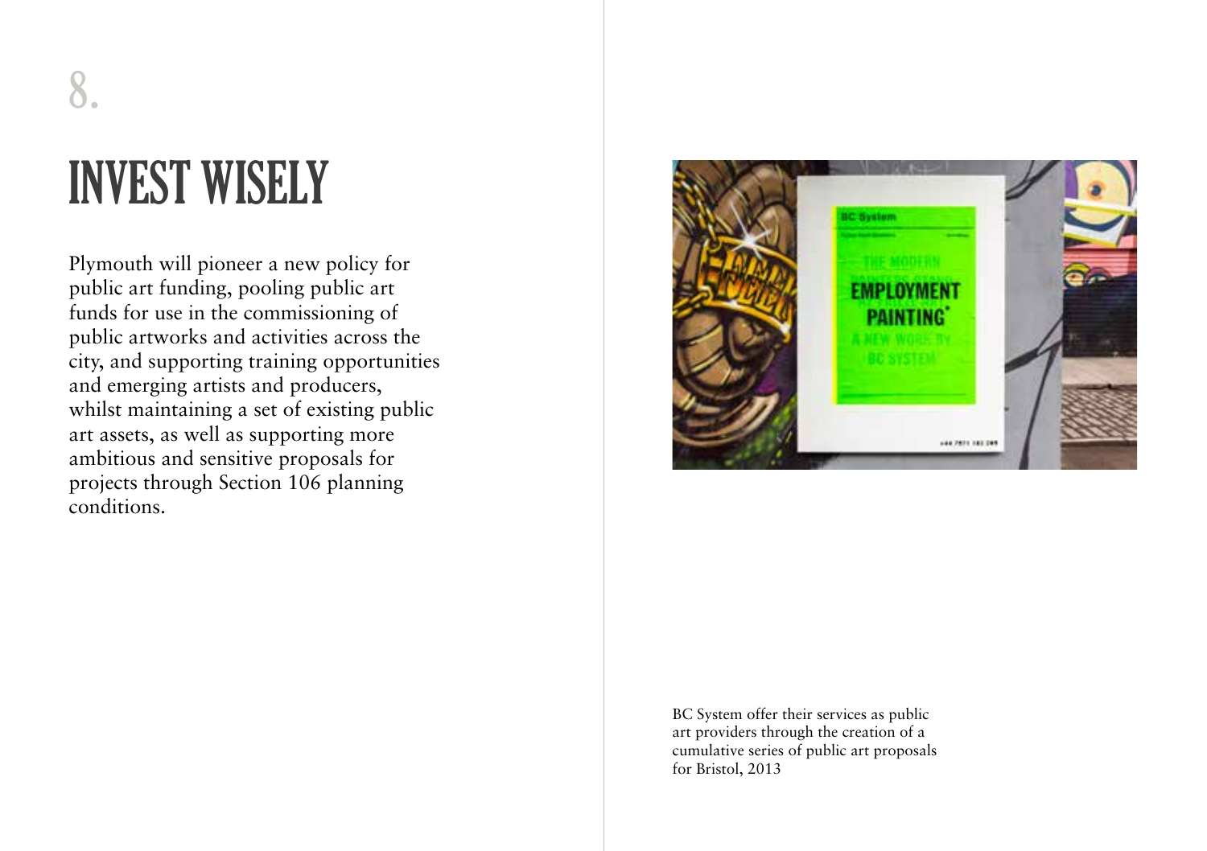8.

# INVEST WISELY

Plymouth will pioneer a new policy for public art funding, pooling public art funds for use in the commissioning of public artworks and activities across the city, and supporting training opportunities and emerging artists and producers, whilst maintaining a set of existing public art assets, as well as supporting more ambitious and sensitive proposals for projects through Section 106 planning conditions.

BC System offer their services as public art providers through the creation of a cumulative series of public art proposals for Bristol, 2013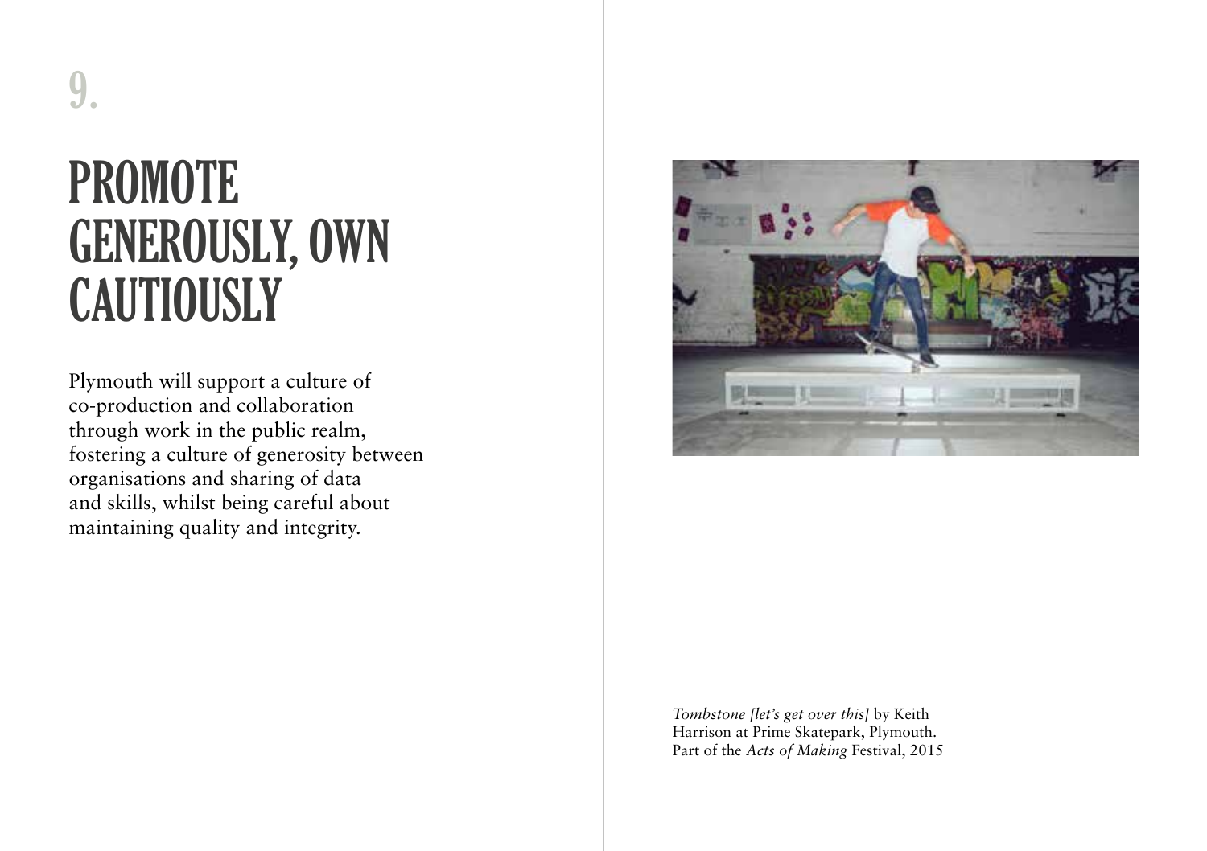9.

# PROMOTE GENEROUSLY, OWN CAUTIOUSLY

Plymouth will support a culture of co-production and collaboration through work in the public realm, fostering a culture of generosity between organisations and sharing of data and skills, whilst being careful about maintaining quality and integrity.

*Tombstone [let's get over this]* by Keith Harrison at Prime Skatepark, Plymouth. Part of the *Acts of Making* Festival, 2015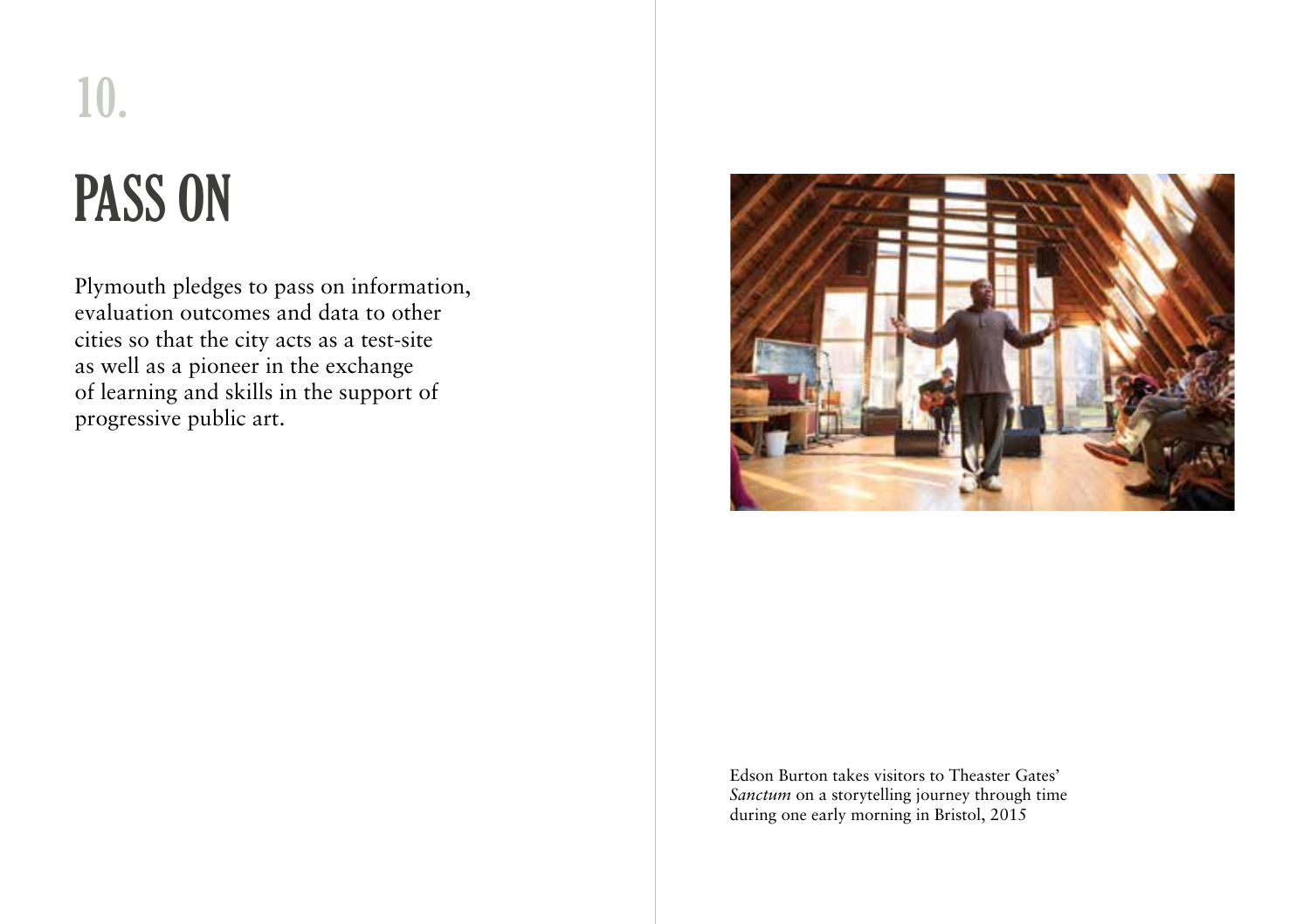# 10.

# PASS ON

Plymouth pledges to pass on information, evaluation outcomes and data to other cities so that the city acts as a test-site as well as a pioneer in the exchange of learning and skills in the support of progressive public art.

Edson Burton takes visitors to Theaster Gates' *Sanctum* on a storytelling journey through time during one early morning in Bristol, 2015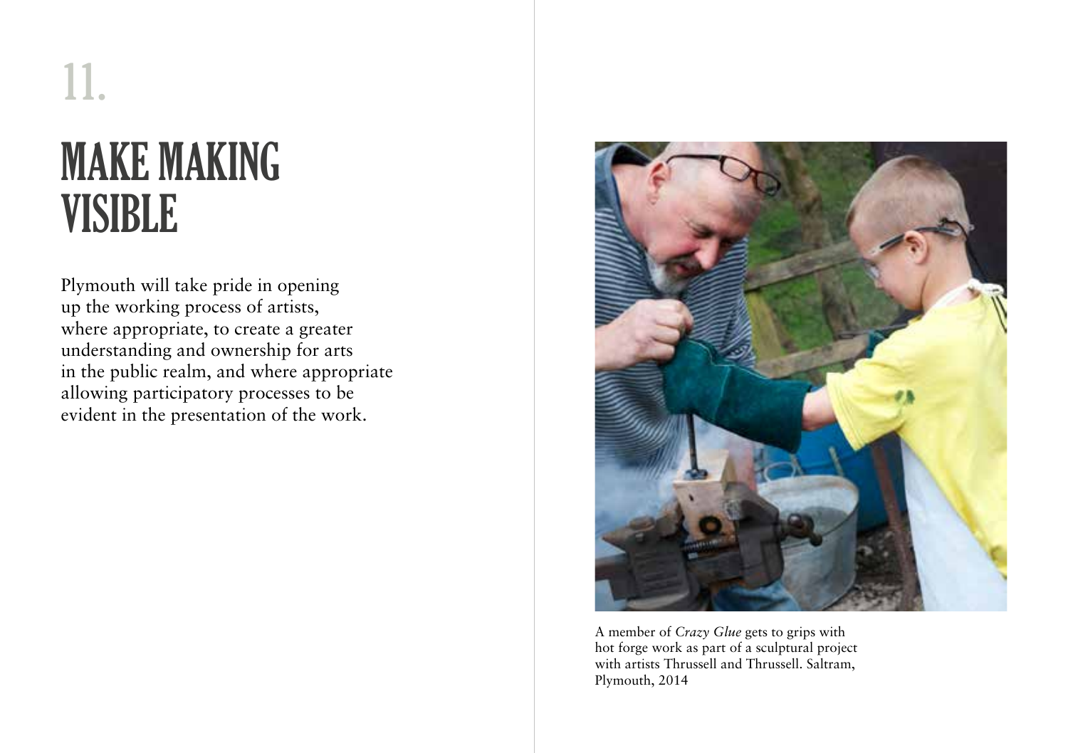11.

# MAKE MAKING VISIBLE

Plymouth will take pride in opening up the working process of artists, where appropriate, to create a greater understanding and ownership for arts in the public realm, and where appropriate allowing participatory processes to be evident in the presentation of the work.

A member of *Crazy Glue* gets to grips with hot forge work as part of a sculptural project with artists Thrussell and Thrussell. Saltram, Plymouth, 2014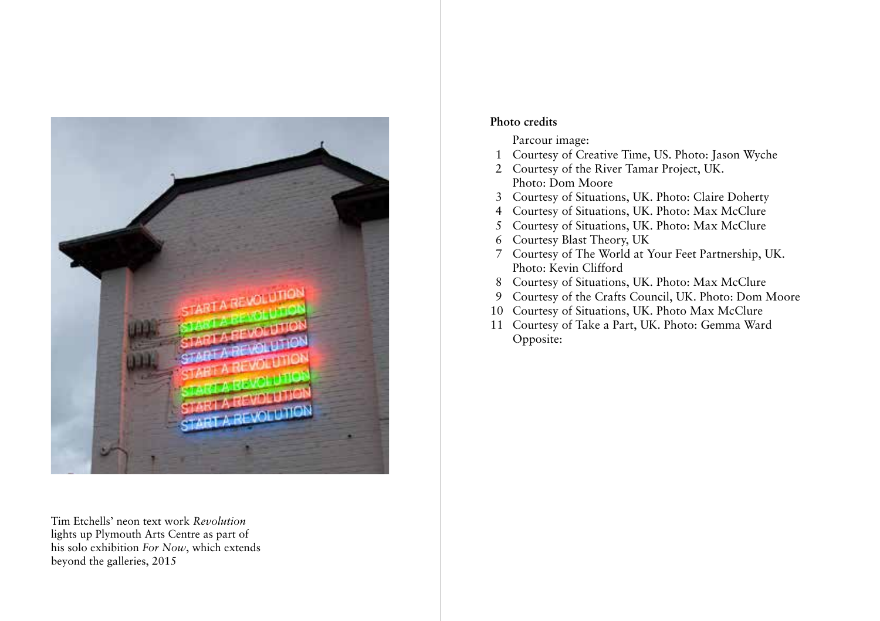Tim Etchells' neon text work *Revolution* lights up Plymouth Arts Centre as part of his solo exhibition *For Now*, which extends beyond the galleries, 2015

**Photo credits**

Parcour image:

1. Courtesy of Creative Time, US. Photo: Jason Wyche
2. Courtesy of the River Tamar Project, UK. Photo: Dom Moore
3. Courtesy of Situations, UK. Photo: Claire Doherty
4. Courtesy of Situations, UK. Photo: Max McClure
5. Courtesy of Situations, UK. Photo: Max McClure
6. Courtesy Blast Theory, UK
7. Courtesy of The World at Your Feet Partnership, UK. Photo: Kevin Clifford
8. Courtesy of Situations, UK. Photo: Max McClure
9. Courtesy of the Crafts Council, UK. Photo: Dom Moore
10. Courtesy of Situations, UK. Photo Max McClure
11. Courtesy of Take a Part, UK. Photo: Gemma Ward

Opposite: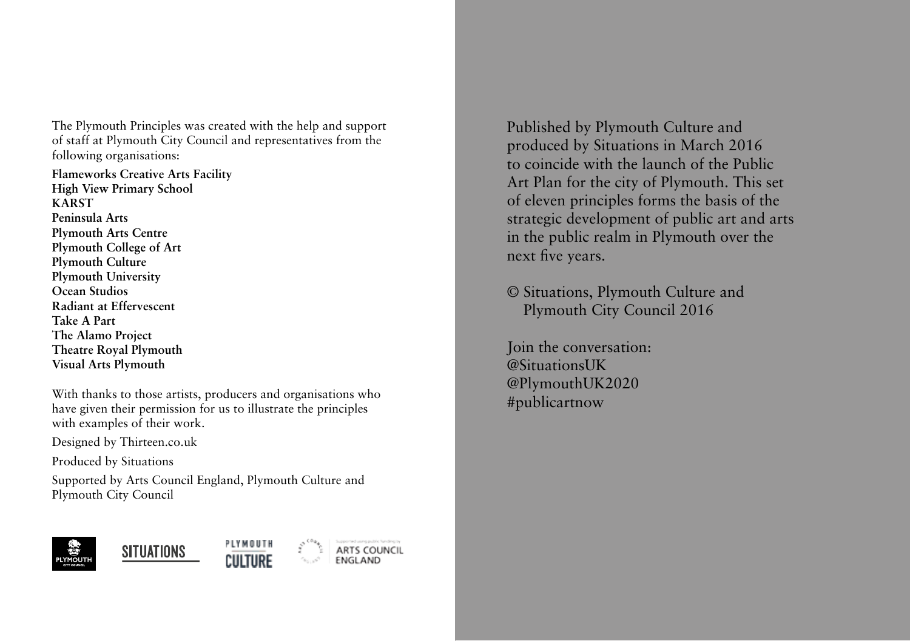The Plymouth Principles was created with the help and support of staff at Plymouth City Council and representatives from the following organisations:

**Flameworks Creative Arts Facility**
**High View Primary School**
**KARST**
**Peninsula Arts**
**Plymouth Arts Centre**
**Plymouth College of Art**
**Plymouth Culture**
**Plymouth University**
**Ocean Studios**
**Radiant at Effervescent**
**Take A Part**
**The Alamo Project**
**Theatre Royal Plymouth**
**Visual Arts Plymouth**

With thanks to those artists, producers and organisations who have given their permission for us to illustrate the principles with examples of their work.

Designed by Thirteen.co.uk

Produced by Situations

Supported by Arts Council England, Plymouth Culture and Plymouth City Council

Published by Plymouth Culture and produced by Situations in March 2016 to coincide with the launch of the Public Art Plan for the city of Plymouth. This set of eleven principles forms the basis of the strategic development of public art and arts in the public realm in Plymouth over the next five years.

© Situations, Plymouth Culture and Plymouth City Council 2016

Join the conversation:
@SituationsUK
@PlymouthUK2020
#publicartnow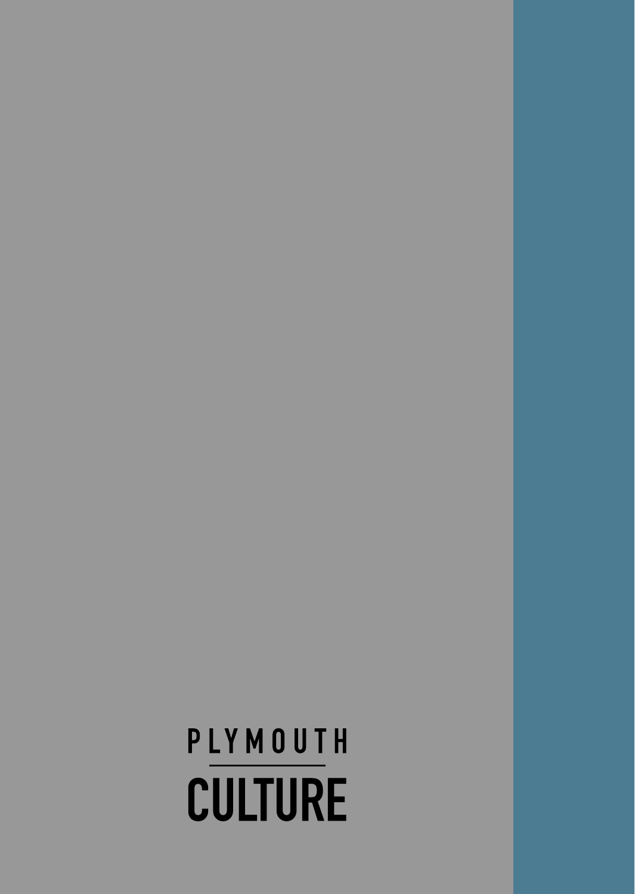PLYMOUTH

CULTURE